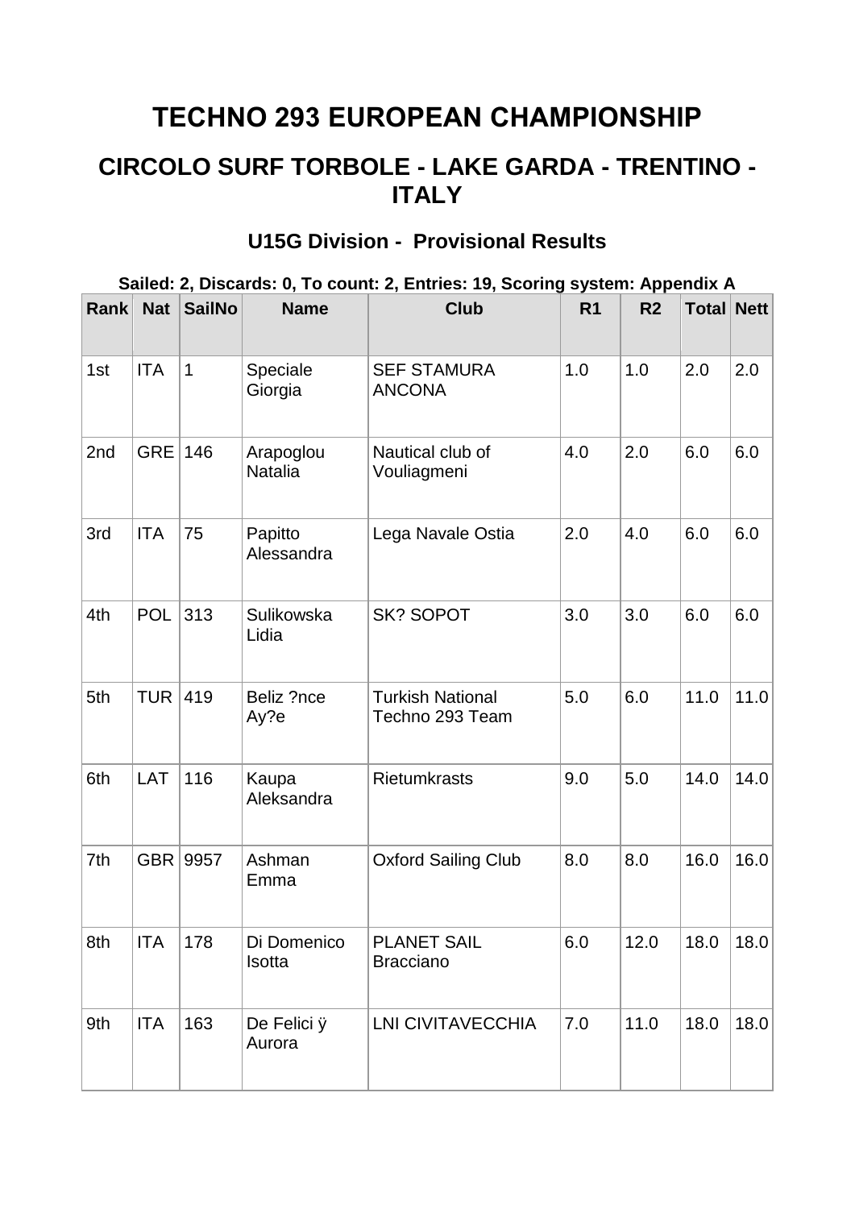# TECHNO 293 EUROPEAN CHAMPIONSHIP

## CIRCOLO SURF TORBOLE - LAKE GARDA - TRENTINO - ITALY

### U15G Division - Provisional Results

**Sailed: 2, Discards: 0, To count: 2, Entries: 19, Scoring system: Appendix A**

| Rank | Nat | SailNo | Name | Club | R1 | R2 | Total | Nett |
|---|---|---|---|---|---|---|---|---|
| 1st | ITA | 1 | Speciale Giorgia | SEF STAMURA ANCONA | 1.0 | 1.0 | 2.0 | 2.0 |
| 2nd | GRE | 146 | Arapoglou Natalia | Nautical club of Vouliagmeni | 4.0 | 2.0 | 6.0 | 6.0 |
| 3rd | ITA | 75 | Papitto Alessandra | Lega Navale Ostia | 2.0 | 4.0 | 6.0 | 6.0 |
| 4th | POL | 313 | Sulikowska Lidia | SK? SOPOT | 3.0 | 3.0 | 6.0 | 6.0 |
| 5th | TUR | 419 | Beliz ?nce Ay?e | Turkish National Techno 293 Team | 5.0 | 6.0 | 11.0 | 11.0 |
| 6th | LAT | 116 | Kaupa Aleksandra | Rietumkrasts | 9.0 | 5.0 | 14.0 | 14.0 |
| 7th | GBR | 9957 | Ashman Emma | Oxford Sailing Club | 8.0 | 8.0 | 16.0 | 16.0 |
| 8th | ITA | 178 | Di Domenico Isotta | PLANET SAIL Bracciano | 6.0 | 12.0 | 18.0 | 18.0 |
| 9th | ITA | 163 | De Felici ÿ Aurora | LNI CIVITAVECCHIA | 7.0 | 11.0 | 18.0 | 18.0 |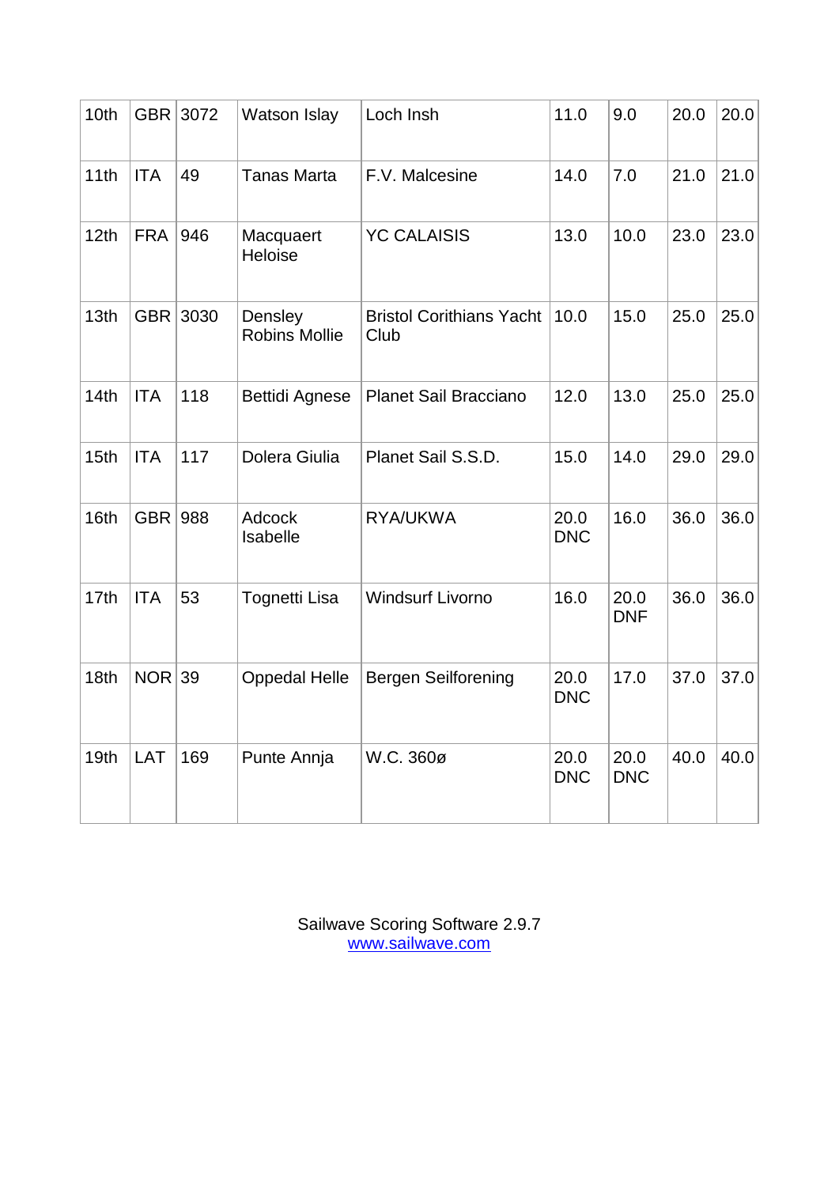| | | | | | | | | |
|---|---|---|---|---|---|---|---|---|
| 10th | GBR | 3072 | Watson Islay | Loch Insh | 11.0 | 9.0 | 20.0 | 20.0 |
| 11th | ITA | 49 | Tanas Marta | F.V. Malcesine | 14.0 | 7.0 | 21.0 | 21.0 |
| 12th | FRA | 946 | Macquaert Heloise | YC CALAISIS | 13.0 | 10.0 | 23.0 | 23.0 |
| 13th | GBR | 3030 | Densley Robins Mollie | Bristol Corithians Yacht Club | 10.0 | 15.0 | 25.0 | 25.0 |
| 14th | ITA | 118 | Bettidi Agnese | Planet Sail Bracciano | 12.0 | 13.0 | 25.0 | 25.0 |
| 15th | ITA | 117 | Dolera Giulia | Planet Sail S.S.D. | 15.0 | 14.0 | 29.0 | 29.0 |
| 16th | GBR | 988 | Adcock Isabelle | RYA/UKWA | 20.0 DNC | 16.0 | 36.0 | 36.0 |
| 17th | ITA | 53 | Tognetti Lisa | Windsurf Livorno | 16.0 | 20.0 DNF | 36.0 | 36.0 |
| 18th | NOR | 39 | Oppedal Helle | Bergen Seilforening | 20.0 DNC | 17.0 | 37.0 | 37.0 |
| 19th | LAT | 169 | Punte Annja | W.C. 360ø | 20.0 DNC | 20.0 DNC | 40.0 | 40.0 |

Sailwave Scoring Software 2.9.7
[www.sailwave.com](http://www.sailwave.com)